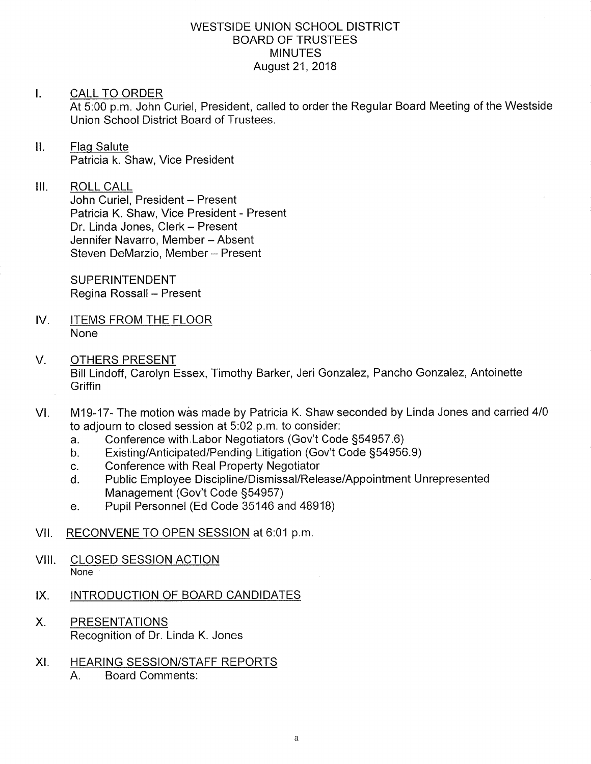# WESTSIDE UNION SCHOOL DISTRICT
## BOARD OF TRUSTEES
## MINUTES
### August 21, 2018

I. CALL TO ORDER
At 5:00 p.m. John Curiel, President, called to order the Regular Board Meeting of the Westside Union School District Board of Trustees.

II. Flag Salute
Patricia k. Shaw, Vice President

III. ROLL CALL
John Curiel, President – Present
Patricia K. Shaw, Vice President - Present
Dr. Linda Jones, Clerk – Present
Jennifer Navarro, Member – Absent
Steven DeMarzio, Member – Present

SUPERINTENDENT
Regina Rossall – Present

IV. ITEMS FROM THE FLOOR
None

V. OTHERS PRESENT
Bill Lindoff, Carolyn Essex, Timothy Barker, Jeri Gonzalez, Pancho Gonzalez, Antoinette Griffin

VI. M19-17- The motion was made by Patricia K. Shaw seconded by Linda Jones and carried 4/0 to adjourn to closed session at 5:02 p.m. to consider:
   a. Conference with Labor Negotiators (Gov't Code §54957.6)
   b. Existing/Anticipated/Pending Litigation (Gov't Code §54956.9)
   c. Conference with Real Property Negotiator
   d. Public Employee Discipline/Dismissal/Release/Appointment Unrepresented Management (Gov't Code §54957)
   e. Pupil Personnel (Ed Code 35146 and 48918)

VII. RECONVENE TO OPEN SESSION at 6:01 p.m.

VIII. CLOSED SESSION ACTION
None

IX. INTRODUCTION OF BOARD CANDIDATES

X. PRESENTATIONS
Recognition of Dr. Linda K. Jones

XI. HEARING SESSION/STAFF REPORTS
   A. Board Comments: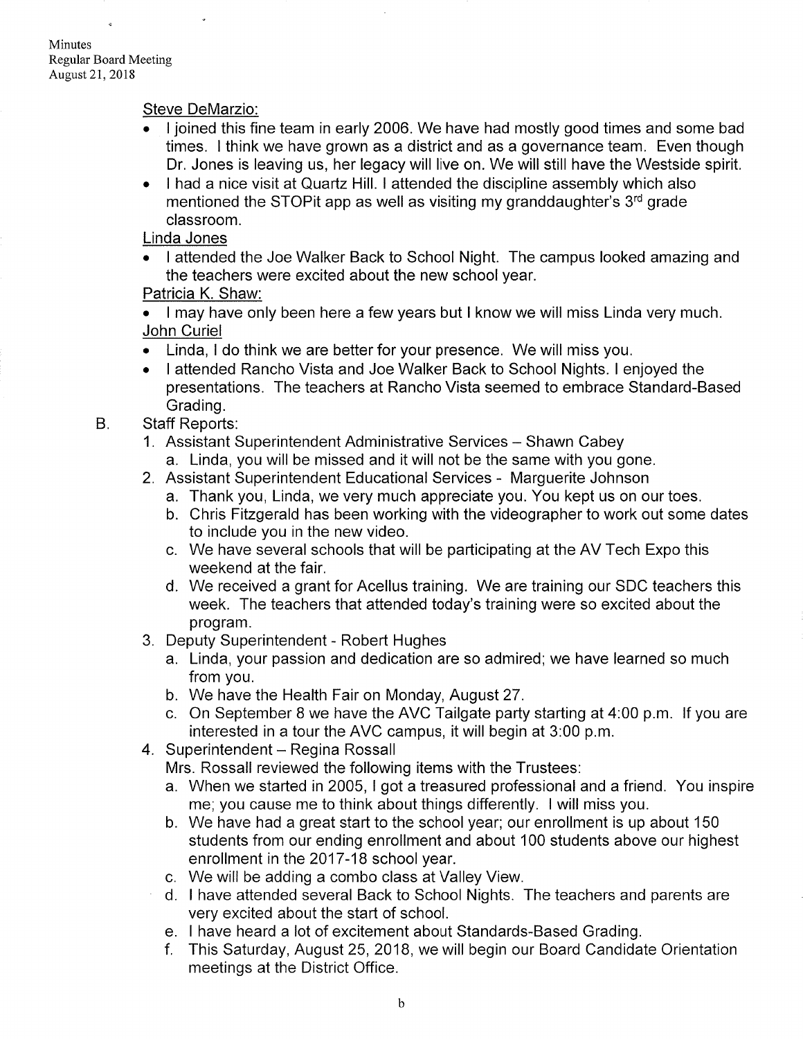Steve DeMarzio:

- I joined this fine team in early 2006. We have had mostly good times and some bad times. I think we have grown as a district and as a governance team. Even though Dr. Jones is leaving us, her legacy will live on. We will still have the Westside spirit.
- I had a nice visit at Quartz Hill. I attended the discipline assembly which also mentioned the STOPit app as well as visiting my granddaughter's 3rd grade classroom.

Linda Jones

- I attended the Joe Walker Back to School Night. The campus looked amazing and the teachers were excited about the new school year.

Patricia K. Shaw:

- I may have only been here a few years but I know we will miss Linda very much.

John Curiel

- Linda, I do think we are better for your presence. We will miss you.
- I attended Rancho Vista and Joe Walker Back to School Nights. I enjoyed the presentations. The teachers at Rancho Vista seemed to embrace Standard-Based Grading.

B. Staff Reports:

1. Assistant Superintendent Administrative Services – Shawn Cabey
   a. Linda, you will be missed and it will not be the same with you gone.
2. Assistant Superintendent Educational Services - Marguerite Johnson
   a. Thank you, Linda, we very much appreciate you. You kept us on our toes.
   b. Chris Fitzgerald has been working with the videographer to work out some dates to include you in the new video.
   c. We have several schools that will be participating at the AV Tech Expo this weekend at the fair.
   d. We received a grant for Acellus training. We are training our SDC teachers this week. The teachers that attended today's training were so excited about the program.
3. Deputy Superintendent - Robert Hughes
   a. Linda, your passion and dedication are so admired; we have learned so much from you.
   b. We have the Health Fair on Monday, August 27.
   c. On September 8 we have the AVC Tailgate party starting at 4:00 p.m. If you are interested in a tour the AVC campus, it will begin at 3:00 p.m.
4. Superintendent – Regina Rossall
   Mrs. Rossall reviewed the following items with the Trustees:
   a. When we started in 2005, I got a treasured professional and a friend. You inspire me; you cause me to think about things differently. I will miss you.
   b. We have had a great start to the school year; our enrollment is up about 150 students from our ending enrollment and about 100 students above our highest enrollment in the 2017-18 school year.
   c. We will be adding a combo class at Valley View.
   d. I have attended several Back to School Nights. The teachers and parents are very excited about the start of school.
   e. I have heard a lot of excitement about Standards-Based Grading.
   f. This Saturday, August 25, 2018, we will begin our Board Candidate Orientation meetings at the District Office.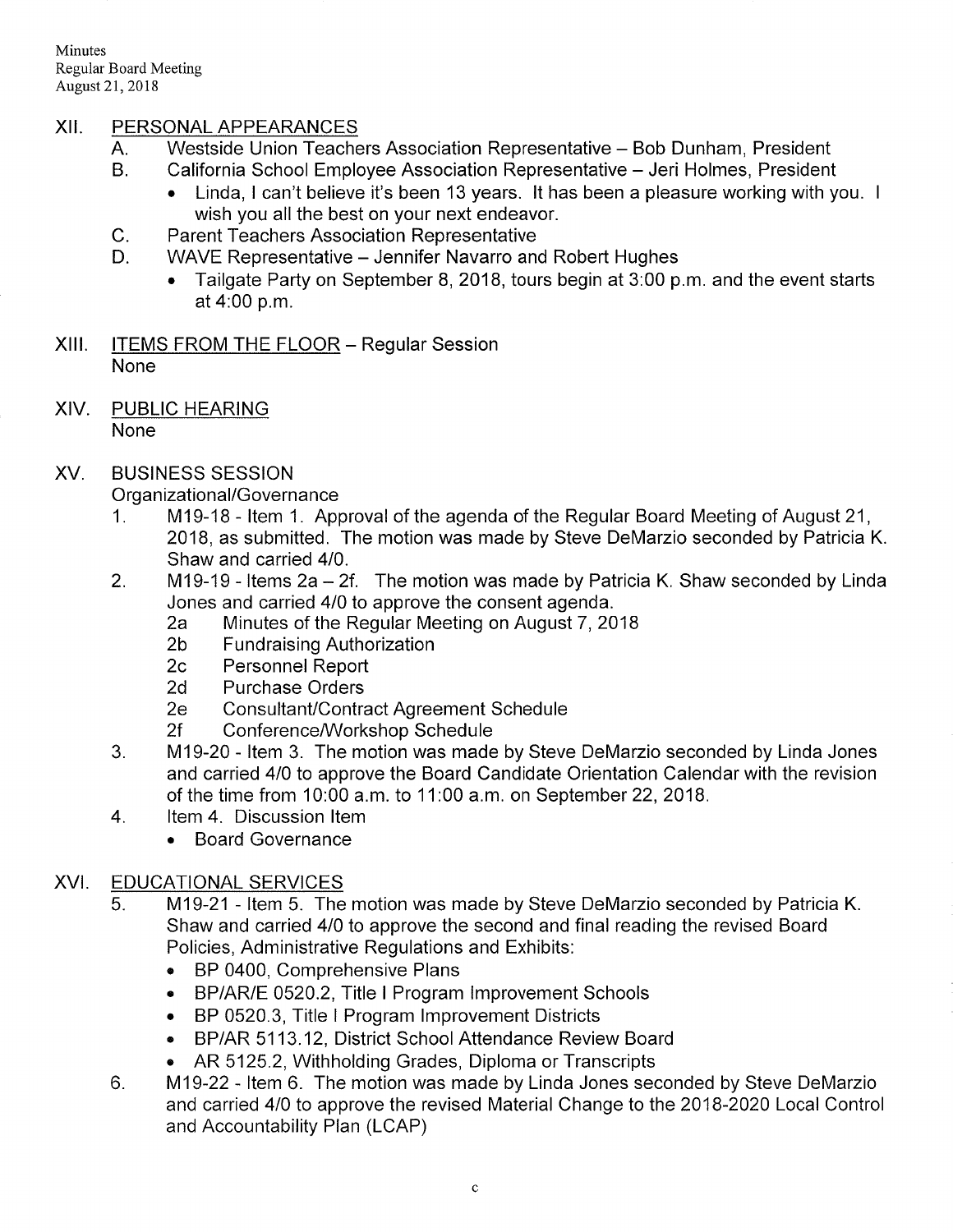## XII. PERSONAL APPEARANCES

A. Westside Union Teachers Association Representative – Bob Dunham, President

B. California School Employee Association Representative – Jeri Holmes, President

- Linda, I can't believe it's been 13 years. It has been a pleasure working with you. I wish you all the best on your next endeavor.

C. Parent Teachers Association Representative

D. WAVE Representative – Jennifer Navarro and Robert Hughes

- Tailgate Party on September 8, 2018, tours begin at 3:00 p.m. and the event starts at 4:00 p.m.

## XIII. ITEMS FROM THE FLOOR – Regular Session

None

## XIV. PUBLIC HEARING

None

## XV. BUSINESS SESSION

Organizational/Governance

1. M19-18 - Item 1. Approval of the agenda of the Regular Board Meeting of August 21, 2018, as submitted. The motion was made by Steve DeMarzio seconded by Patricia K. Shaw and carried 4/0.
2. M19-19 - Items 2a – 2f. The motion was made by Patricia K. Shaw seconded by Linda Jones and carried 4/0 to approve the consent agenda.
   - 2a Minutes of the Regular Meeting on August 7, 2018
   - 2b Fundraising Authorization
   - 2c Personnel Report
   - 2d Purchase Orders
   - 2e Consultant/Contract Agreement Schedule
   - 2f Conference/Workshop Schedule
3. M19-20 - Item 3. The motion was made by Steve DeMarzio seconded by Linda Jones and carried 4/0 to approve the Board Candidate Orientation Calendar with the revision of the time from 10:00 a.m. to 11:00 a.m. on September 22, 2018.
4. Item 4. Discussion Item
   - Board Governance

## XVI. EDUCATIONAL SERVICES

5. M19-21 - Item 5. The motion was made by Steve DeMarzio seconded by Patricia K. Shaw and carried 4/0 to approve the second and final reading the revised Board Policies, Administrative Regulations and Exhibits:
   - BP 0400, Comprehensive Plans
   - BP/AR/E 0520.2, Title I Program Improvement Schools
   - BP 0520.3, Title I Program Improvement Districts
   - BP/AR 5113.12, District School Attendance Review Board
   - AR 5125.2, Withholding Grades, Diploma or Transcripts
6. M19-22 - Item 6. The motion was made by Linda Jones seconded by Steve DeMarzio and carried 4/0 to approve the revised Material Change to the 2018-2020 Local Control and Accountability Plan (LCAP)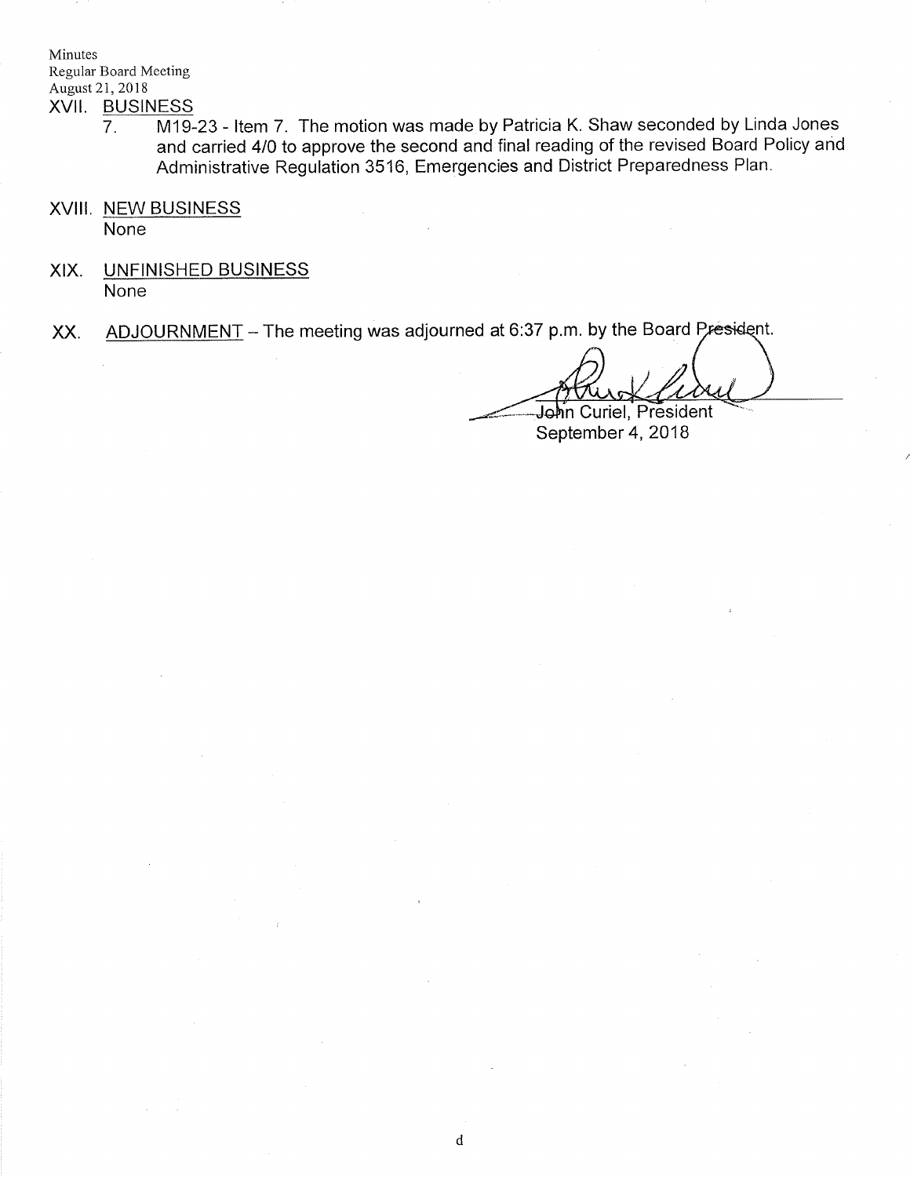Minutes
Regular Board Meeting
August 21, 2018

XVII. BUSINESS

7. M19-23 - Item 7. The motion was made by Patricia K. Shaw seconded by Linda Jones and carried 4/0 to approve the second and final reading of the revised Board Policy and Administrative Regulation 3516, Emergencies and District Preparedness Plan.

XVIII. NEW BUSINESS
None

XIX. UNFINISHED BUSINESS
None

XX. ADJOURNMENT – The meeting was adjourned at 6:37 p.m. by the Board President.

John Curiel, President
September 4, 2018

d